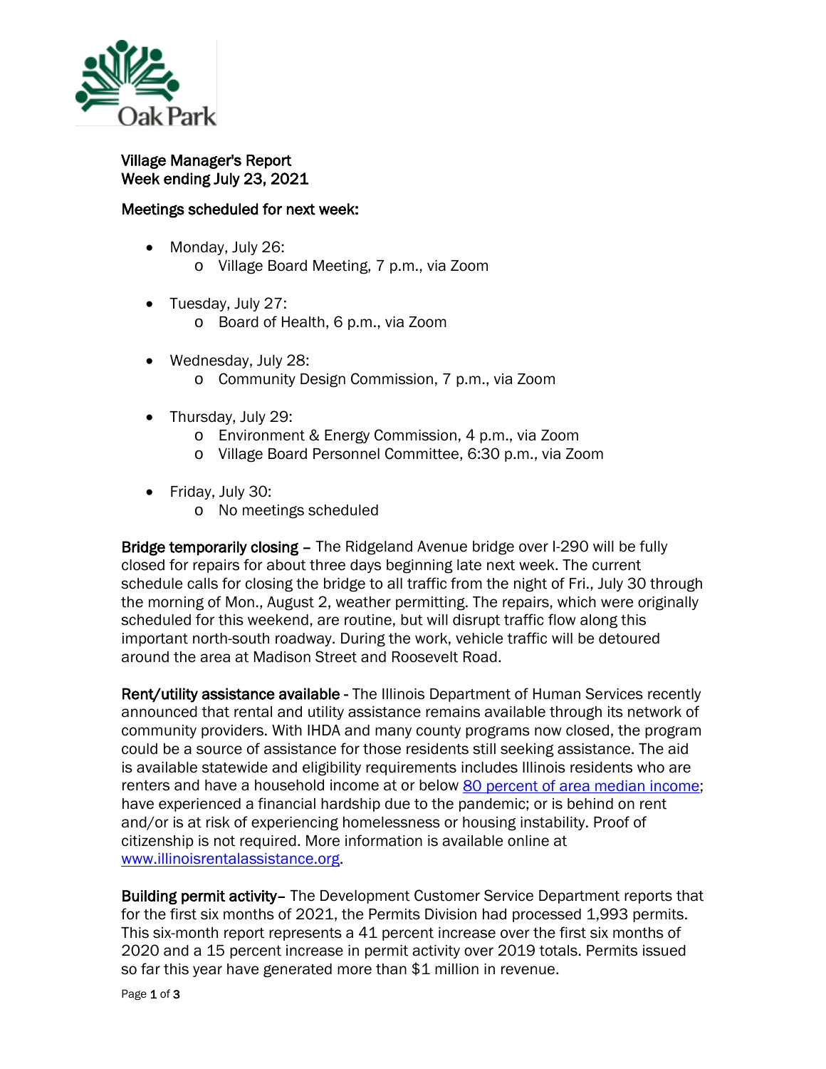Village Manager's Report
Week ending July 23, 2021

Meetings scheduled for next week:

- Monday, July 26:
  - Village Board Meeting, 7 p.m., via Zoom
- Tuesday, July 27:
  - Board of Health, 6 p.m., via Zoom
- Wednesday, July 28:
  - Community Design Commission, 7 p.m., via Zoom
- Thursday, July 29:
  - Environment & Energy Commission, 4 p.m., via Zoom
  - Village Board Personnel Committee, 6:30 p.m., via Zoom
- Friday, July 30:
  - No meetings scheduled

**Bridge temporarily closing** – The Ridgeland Avenue bridge over I-290 will be fully closed for repairs for about three days beginning late next week. The current schedule calls for closing the bridge to all traffic from the night of Fri., July 30 through the morning of Mon., August 2, weather permitting. The repairs, which were originally scheduled for this weekend, are routine, but will disrupt traffic flow along this important north-south roadway. During the work, vehicle traffic will be detoured around the area at Madison Street and Roosevelt Road.

**Rent/utility assistance available** - The Illinois Department of Human Services recently announced that rental and utility assistance remains available through its network of community providers. With IHDA and many county programs now closed, the program could be a source of assistance for those residents still seeking assistance. The aid is available statewide and eligibility requirements includes Illinois residents who are renters and have a household income at or below 80 percent of area median income; have experienced a financial hardship due to the pandemic; or is behind on rent and/or is at risk of experiencing homelessness or housing instability. Proof of citizenship is not required. More information is available online at www.illinoisrentalassistance.org.

**Building permit activity**– The Development Customer Service Department reports that for the first six months of 2021, the Permits Division had processed 1,993 permits. This six-month report represents a 41 percent increase over the first six months of 2020 and a 15 percent increase in permit activity over 2019 totals. Permits issued so far this year have generated more than $1 million in revenue.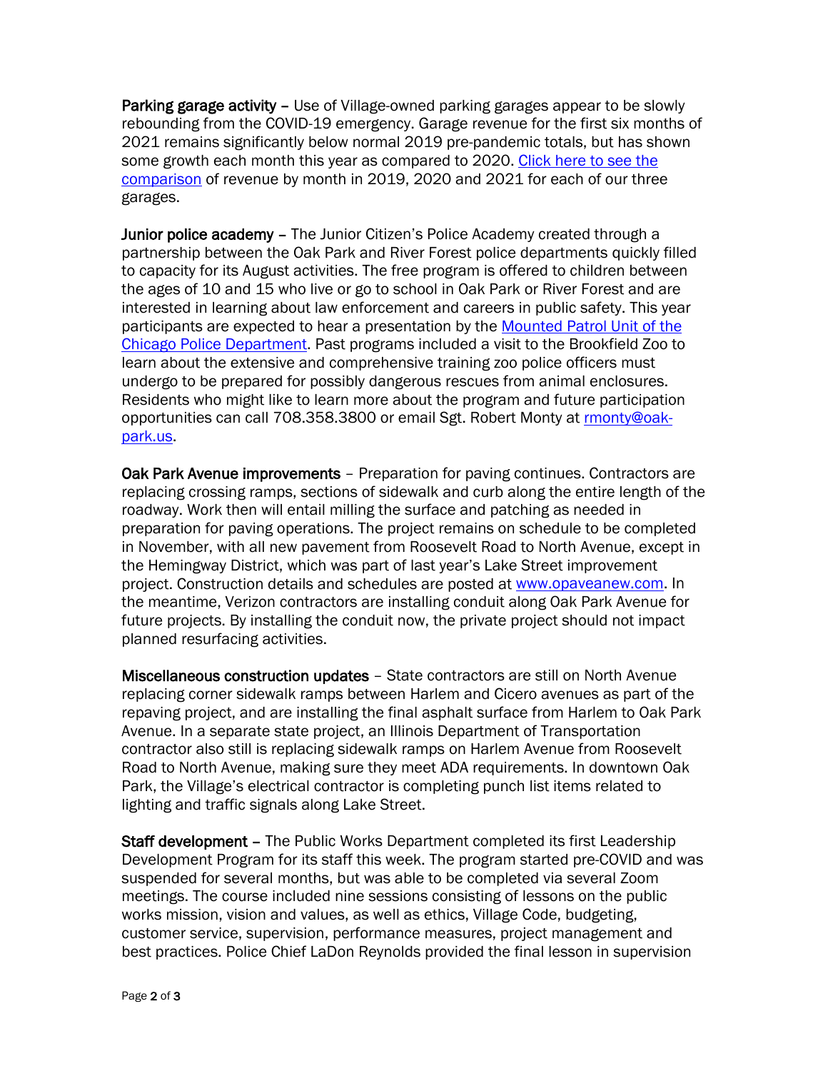**Parking garage activity** – Use of Village-owned parking garages appear to be slowly rebounding from the COVID-19 emergency. Garage revenue for the first six months of 2021 remains significantly below normal 2019 pre-pandemic totals, but has shown some growth each month this year as compared to 2020. [Click here to see the comparison]() of revenue by month in 2019, 2020 and 2021 for each of our three garages.

**Junior police academy** – The Junior Citizen's Police Academy created through a partnership between the Oak Park and River Forest police departments quickly filled to capacity for its August activities. The free program is offered to children between the ages of 10 and 15 who live or go to school in Oak Park or River Forest and are interested in learning about law enforcement and careers in public safety. This year participants are expected to hear a presentation by the [Mounted Patrol Unit of the Chicago Police Department](). Past programs included a visit to the Brookfield Zoo to learn about the extensive and comprehensive training zoo police officers must undergo to be prepared for possibly dangerous rescues from animal enclosures. Residents who might like to learn more about the program and future participation opportunities can call 708.358.3800 or email Sgt. Robert Monty at [rmonty@oak-park.us](mailto:rmonty@oak-park.us).

**Oak Park Avenue improvements** – Preparation for paving continues. Contractors are replacing crossing ramps, sections of sidewalk and curb along the entire length of the roadway. Work then will entail milling the surface and patching as needed in preparation for paving operations. The project remains on schedule to be completed in November, with all new pavement from Roosevelt Road to North Avenue, except in the Hemingway District, which was part of last year's Lake Street improvement project. Construction details and schedules are posted at [www.opaveanew.com](http://www.opaveanew.com). In the meantime, Verizon contractors are installing conduit along Oak Park Avenue for future projects. By installing the conduit now, the private project should not impact planned resurfacing activities.

**Miscellaneous construction updates** – State contractors are still on North Avenue replacing corner sidewalk ramps between Harlem and Cicero avenues as part of the repaving project, and are installing the final asphalt surface from Harlem to Oak Park Avenue. In a separate state project, an Illinois Department of Transportation contractor also still is replacing sidewalk ramps on Harlem Avenue from Roosevelt Road to North Avenue, making sure they meet ADA requirements. In downtown Oak Park, the Village's electrical contractor is completing punch list items related to lighting and traffic signals along Lake Street.

**Staff development** – The Public Works Department completed its first Leadership Development Program for its staff this week. The program started pre-COVID and was suspended for several months, but was able to be completed via several Zoom meetings. The course included nine sessions consisting of lessons on the public works mission, vision and values, as well as ethics, Village Code, budgeting, customer service, supervision, performance measures, project management and best practices. Police Chief LaDon Reynolds provided the final lesson in supervision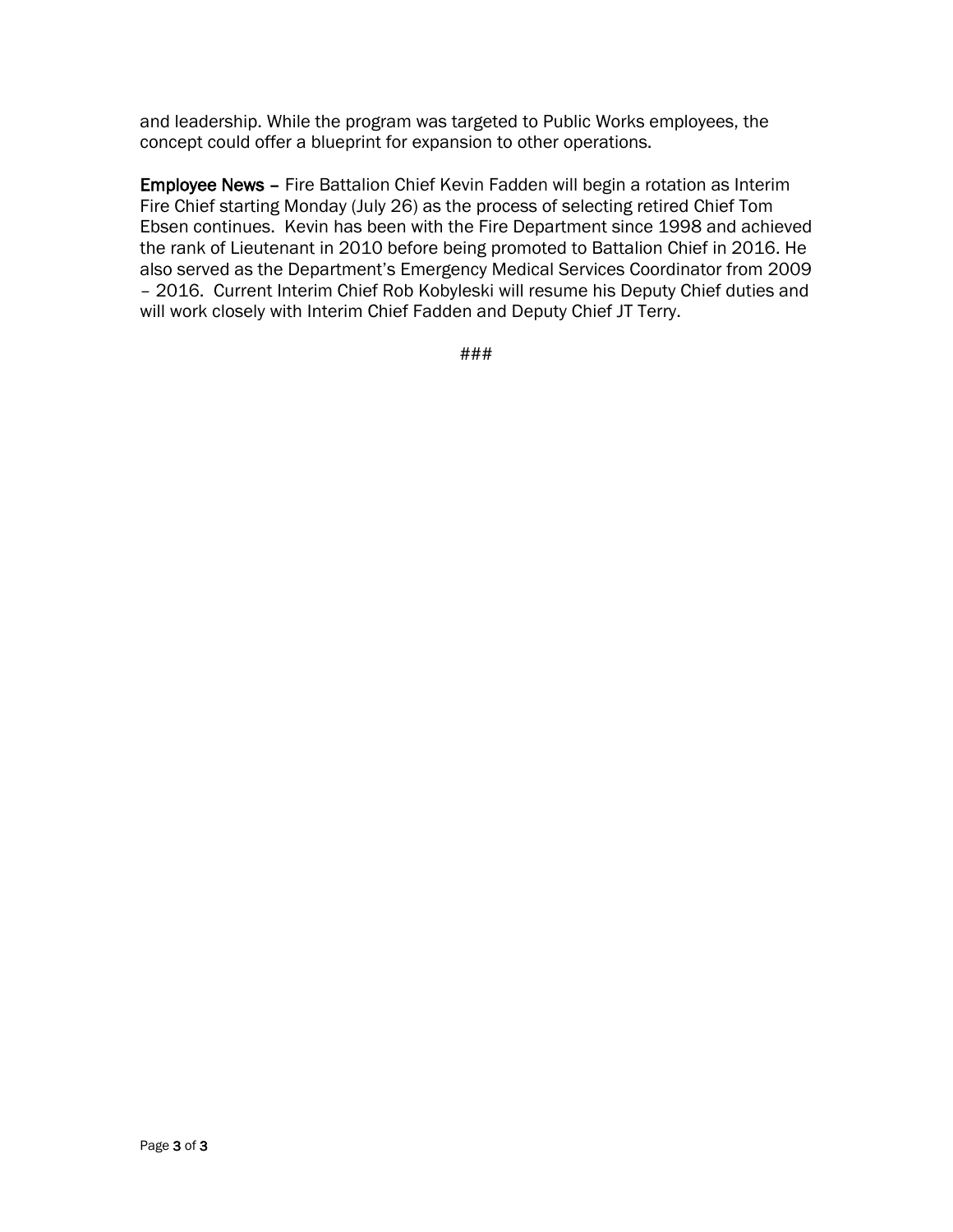and leadership. While the program was targeted to Public Works employees, the concept could offer a blueprint for expansion to other operations.

**Employee News –** Fire Battalion Chief Kevin Fadden will begin a rotation as Interim Fire Chief starting Monday (July 26) as the process of selecting retired Chief Tom Ebsen continues. Kevin has been with the Fire Department since 1998 and achieved the rank of Lieutenant in 2010 before being promoted to Battalion Chief in 2016. He also served as the Department's Emergency Medical Services Coordinator from 2009 – 2016. Current Interim Chief Rob Kobyleski will resume his Deputy Chief duties and will work closely with Interim Chief Fadden and Deputy Chief JT Terry.

###